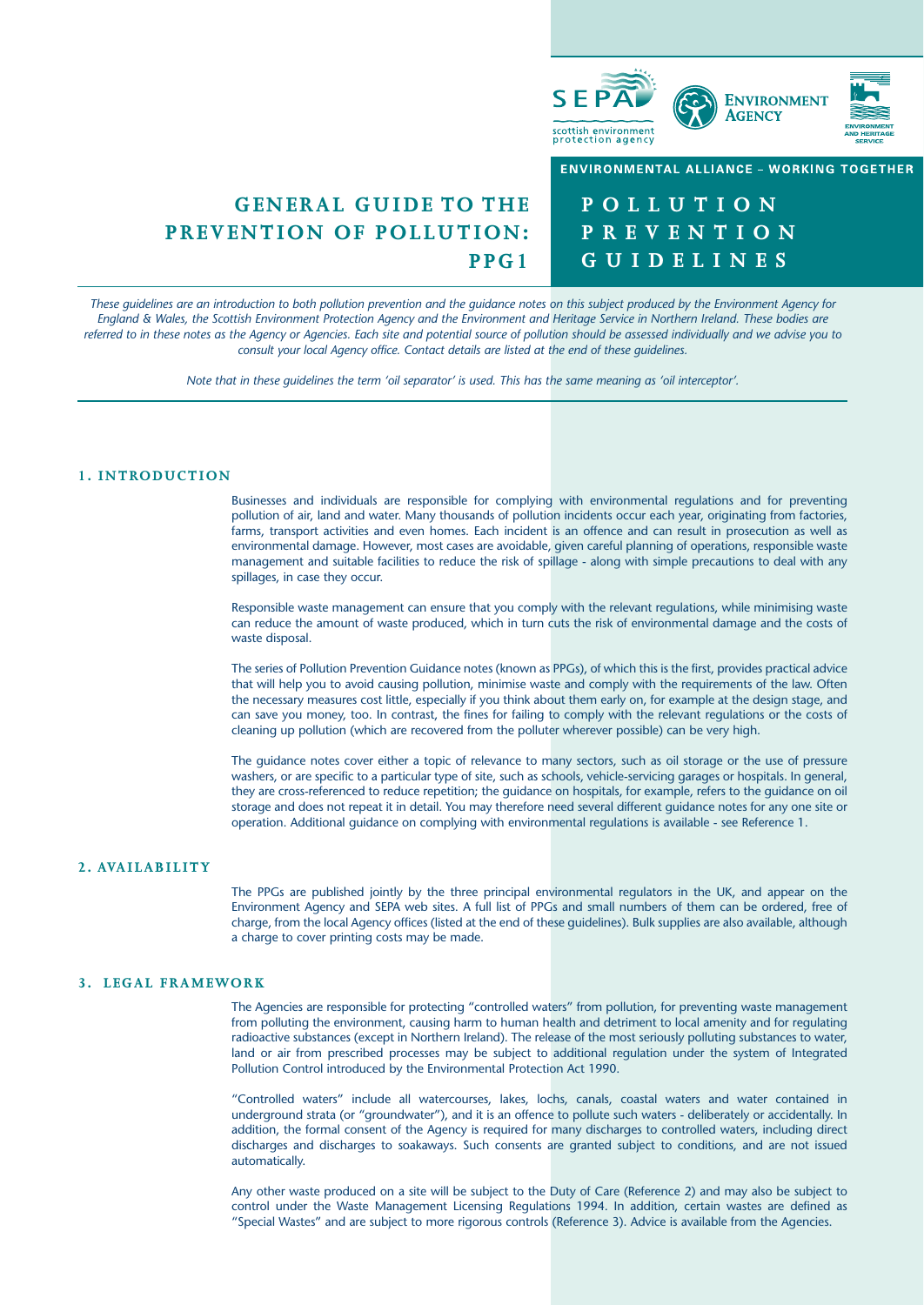SEPA scottish environment protection agency | ENVIRONMENT AGENCY | ENVIRONMENT AND HERITAGE SERVICE

**ENVIRONMENTAL ALLIANCE – WORKING TOGETHER**

# GENERAL GUIDE TO THE PREVENTION OF POLLUTION: PPG1

# POLLUTION PREVENTION GUIDELINES

*These guidelines are an introduction to both pollution prevention and the guidance notes on this subject produced by the Environment Agency for England & Wales, the Scottish Environment Protection Agency and the Environment and Heritage Service in Northern Ireland. These bodies are referred to in these notes as the Agency or Agencies. Each site and potential source of pollution should be assessed individually and we advise you to consult your local Agency office. Contact details are listed at the end of these guidelines.*

*Note that in these guidelines the term 'oil separator' is used. This has the same meaning as 'oil interceptor'.*

## 1. INTRODUCTION

Businesses and individuals are responsible for complying with environmental regulations and for preventing pollution of air, land and water. Many thousands of pollution incidents occur each year, originating from factories, farms, transport activities and even homes. Each incident is an offence and can result in prosecution as well as environmental damage. However, most cases are avoidable, given careful planning of operations, responsible waste management and suitable facilities to reduce the risk of spillage - along with simple precautions to deal with any spillages, in case they occur.

Responsible waste management can ensure that you comply with the relevant regulations, while minimising waste can reduce the amount of waste produced, which in turn cuts the risk of environmental damage and the costs of waste disposal.

The series of Pollution Prevention Guidance notes (known as PPGs), of which this is the first, provides practical advice that will help you to avoid causing pollution, minimise waste and comply with the requirements of the law. Often the necessary measures cost little, especially if you think about them early on, for example at the design stage, and can save you money, too. In contrast, the fines for failing to comply with the relevant regulations or the costs of cleaning up pollution (which are recovered from the polluter wherever possible) can be very high.

The guidance notes cover either a topic of relevance to many sectors, such as oil storage or the use of pressure washers, or are specific to a particular type of site, such as schools, vehicle-servicing garages or hospitals. In general, they are cross-referenced to reduce repetition; the guidance on hospitals, for example, refers to the guidance on oil storage and does not repeat it in detail. You may therefore need several different guidance notes for any one site or operation. Additional guidance on complying with environmental regulations is available - see Reference 1.

## 2. AVAILABILITY

The PPGs are published jointly by the three principal environmental regulators in the UK, and appear on the Environment Agency and SEPA web sites. A full list of PPGs and small numbers of them can be ordered, free of charge, from the local Agency offices (listed at the end of these guidelines). Bulk supplies are also available, although a charge to cover printing costs may be made.

## 3. LEGAL FRAMEWORK

The Agencies are responsible for protecting "controlled waters" from pollution, for preventing waste management from polluting the environment, causing harm to human health and detriment to local amenity and for regulating radioactive substances (except in Northern Ireland). The release of the most seriously polluting substances to water, land or air from prescribed processes may be subject to additional regulation under the system of Integrated Pollution Control introduced by the Environmental Protection Act 1990.

"Controlled waters" include all watercourses, lakes, lochs, canals, coastal waters and water contained in underground strata (or "groundwater"), and it is an offence to pollute such waters - deliberately or accidentally. In addition, the formal consent of the Agency is required for many discharges to controlled waters, including direct discharges and discharges to soakaways. Such consents are granted subject to conditions, and are not issued automatically.

Any other waste produced on a site will be subject to the Duty of Care (Reference 2) and may also be subject to control under the Waste Management Licensing Regulations 1994. In addition, certain wastes are defined as "Special Wastes" and are subject to more rigorous controls (Reference 3). Advice is available from the Agencies.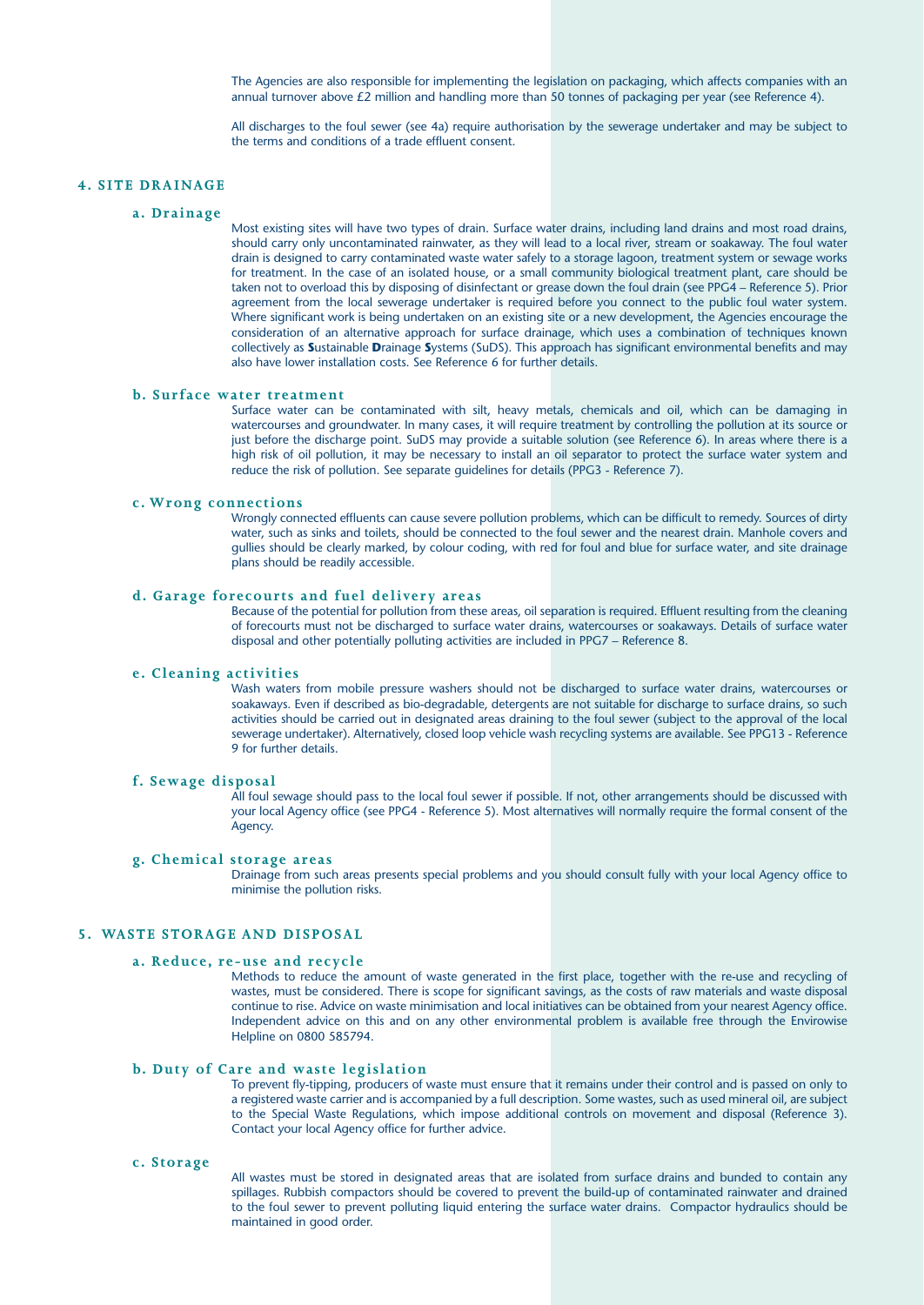The Agencies are also responsible for implementing the legislation on packaging, which affects companies with an annual turnover above £2 million and handling more than 50 tonnes of packaging per year (see Reference 4).

All discharges to the foul sewer (see 4a) require authorisation by the sewerage undertaker and may be subject to the terms and conditions of a trade effluent consent.

## 4. SITE DRAINAGE

### a. Drainage

Most existing sites will have two types of drain. Surface water drains, including land drains and most road drains, should carry only uncontaminated rainwater, as they will lead to a local river, stream or soakaway. The foul water drain is designed to carry contaminated waste water safely to a storage lagoon, treatment system or sewage works for treatment. In the case of an isolated house, or a small community biological treatment plant, care should be taken not to overload this by disposing of disinfectant or grease down the foul drain (see PPG4 – Reference 5). Prior agreement from the local sewerage undertaker is required before you connect to the public foul water system. Where significant work is being undertaken on an existing site or a new development, the Agencies encourage the consideration of an alternative approach for surface drainage, which uses a combination of techniques known collectively as **S**ustainable **D**rainage **S**ystems (SuDS). This approach has significant environmental benefits and may also have lower installation costs. See Reference 6 for further details.

### b. Surface water treatment

Surface water can be contaminated with silt, heavy metals, chemicals and oil, which can be damaging in watercourses and groundwater. In many cases, it will require treatment by controlling the pollution at its source or just before the discharge point. SuDS may provide a suitable solution (see Reference 6). In areas where there is a high risk of oil pollution, it may be necessary to install an oil separator to protect the surface water system and reduce the risk of pollution. See separate guidelines for details (PPG3 - Reference 7).

### c. Wrong connections

Wrongly connected effluents can cause severe pollution problems, which can be difficult to remedy. Sources of dirty water, such as sinks and toilets, should be connected to the foul sewer and the nearest drain. Manhole covers and gullies should be clearly marked, by colour coding, with red for foul and blue for surface water, and site drainage plans should be readily accessible.

### d. Garage forecourts and fuel delivery areas

Because of the potential for pollution from these areas, oil separation is required. Effluent resulting from the cleaning of forecourts must not be discharged to surface water drains, watercourses or soakaways. Details of surface water disposal and other potentially polluting activities are included in PPG7 – Reference 8.

### e. Cleaning activities

Wash waters from mobile pressure washers should not be discharged to surface water drains, watercourses or soakaways. Even if described as bio-degradable, detergents are not suitable for discharge to surface drains, so such activities should be carried out in designated areas draining to the foul sewer (subject to the approval of the local sewerage undertaker). Alternatively, closed loop vehicle wash recycling systems are available. See PPG13 - Reference 9 for further details.

### f. Sewage disposal

All foul sewage should pass to the local foul sewer if possible. If not, other arrangements should be discussed with your local Agency office (see PPG4 - Reference 5). Most alternatives will normally require the formal consent of the Agency.

### g. Chemical storage areas

Drainage from such areas presents special problems and you should consult fully with your local Agency office to minimise the pollution risks.

## 5. WASTE STORAGE AND DISPOSAL

### a. Reduce, re-use and recycle

Methods to reduce the amount of waste generated in the first place, together with the re-use and recycling of wastes, must be considered. There is scope for significant savings, as the costs of raw materials and waste disposal continue to rise. Advice on waste minimisation and local initiatives can be obtained from your nearest Agency office. Independent advice on this and on any other environmental problem is available free through the Envirowise Helpline on 0800 585794.

### b. Duty of Care and waste legislation

To prevent fly-tipping, producers of waste must ensure that it remains under their control and is passed on only to a registered waste carrier and is accompanied by a full description. Some wastes, such as used mineral oil, are subject to the Special Waste Regulations, which impose additional controls on movement and disposal (Reference 3). Contact your local Agency office for further advice.

### c. Storage

All wastes must be stored in designated areas that are isolated from surface drains and bunded to contain any spillages. Rubbish compactors should be covered to prevent the build-up of contaminated rainwater and drained to the foul sewer to prevent polluting liquid entering the surface water drains. Compactor hydraulics should be maintained in good order.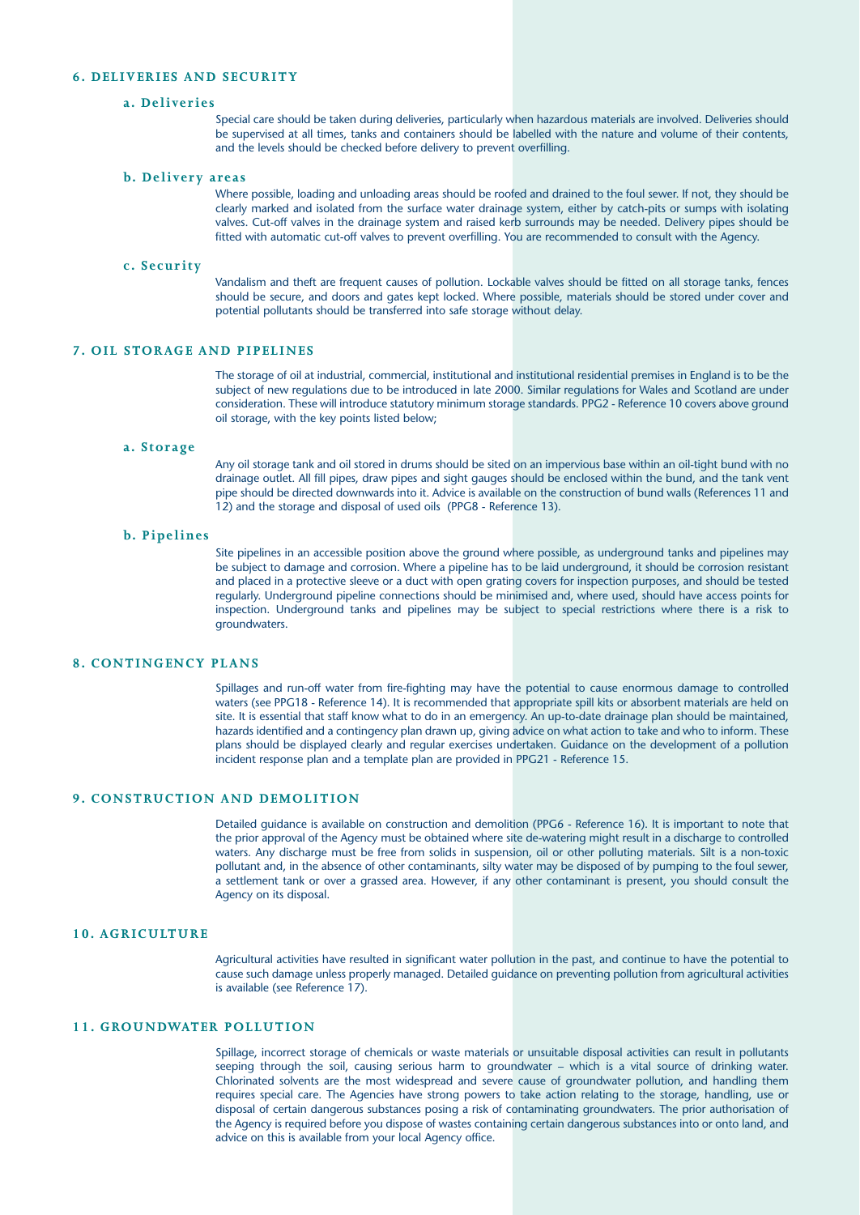## 6. DELIVERIES AND SECURITY

### a. Deliveries

Special care should be taken during deliveries, particularly when hazardous materials are involved. Deliveries should be supervised at all times, tanks and containers should be labelled with the nature and volume of their contents, and the levels should be checked before delivery to prevent overfilling.

### b. Delivery areas

Where possible, loading and unloading areas should be roofed and drained to the foul sewer. If not, they should be clearly marked and isolated from the surface water drainage system, either by catch-pits or sumps with isolating valves. Cut-off valves in the drainage system and raised kerb surrounds may be needed. Delivery pipes should be fitted with automatic cut-off valves to prevent overfilling. You are recommended to consult with the Agency.

### c. Security

Vandalism and theft are frequent causes of pollution. Lockable valves should be fitted on all storage tanks, fences should be secure, and doors and gates kept locked. Where possible, materials should be stored under cover and potential pollutants should be transferred into safe storage without delay.

## 7. OIL STORAGE AND PIPELINES

The storage of oil at industrial, commercial, institutional and institutional residential premises in England is to be the subject of new regulations due to be introduced in late 2000. Similar regulations for Wales and Scotland are under consideration. These will introduce statutory minimum storage standards. PPG2 - Reference 10 covers above ground oil storage, with the key points listed below;

### a. Storage

Any oil storage tank and oil stored in drums should be sited on an impervious base within an oil-tight bund with no drainage outlet. All fill pipes, draw pipes and sight gauges should be enclosed within the bund, and the tank vent pipe should be directed downwards into it. Advice is available on the construction of bund walls (References 11 and 12) and the storage and disposal of used oils (PPG8 - Reference 13).

### b. Pipelines

Site pipelines in an accessible position above the ground where possible, as underground tanks and pipelines may be subject to damage and corrosion. Where a pipeline has to be laid underground, it should be corrosion resistant and placed in a protective sleeve or a duct with open grating covers for inspection purposes, and should be tested regularly. Underground pipeline connections should be minimised and, where used, should have access points for inspection. Underground tanks and pipelines may be subject to special restrictions where there is a risk to groundwaters.

## 8. CONTINGENCY PLANS

Spillages and run-off water from fire-fighting may have the potential to cause enormous damage to controlled waters (see PPG18 - Reference 14). It is recommended that appropriate spill kits or absorbent materials are held on site. It is essential that staff know what to do in an emergency. An up-to-date drainage plan should be maintained, hazards identified and a contingency plan drawn up, giving advice on what action to take and who to inform. These plans should be displayed clearly and regular exercises undertaken. Guidance on the development of a pollution incident response plan and a template plan are provided in PPG21 - Reference 15.

## 9. CONSTRUCTION AND DEMOLITION

Detailed guidance is available on construction and demolition (PPG6 - Reference 16). It is important to note that the prior approval of the Agency must be obtained where site de-watering might result in a discharge to controlled waters. Any discharge must be free from solids in suspension, oil or other polluting materials. Silt is a non-toxic pollutant and, in the absence of other contaminants, silty water may be disposed of by pumping to the foul sewer, a settlement tank or over a grassed area. However, if any other contaminant is present, you should consult the Agency on its disposal.

## 10. AGRICULTURE

Agricultural activities have resulted in significant water pollution in the past, and continue to have the potential to cause such damage unless properly managed. Detailed guidance on preventing pollution from agricultural activities is available (see Reference 17).

## 11. GROUNDWATER POLLUTION

Spillage, incorrect storage of chemicals or waste materials or unsuitable disposal activities can result in pollutants seeping through the soil, causing serious harm to groundwater – which is a vital source of drinking water. Chlorinated solvents are the most widespread and severe cause of groundwater pollution, and handling them requires special care. The Agencies have strong powers to take action relating to the storage, handling, use or disposal of certain dangerous substances posing a risk of contaminating groundwaters. The prior authorisation of the Agency is required before you dispose of wastes containing certain dangerous substances into or onto land, and advice on this is available from your local Agency office.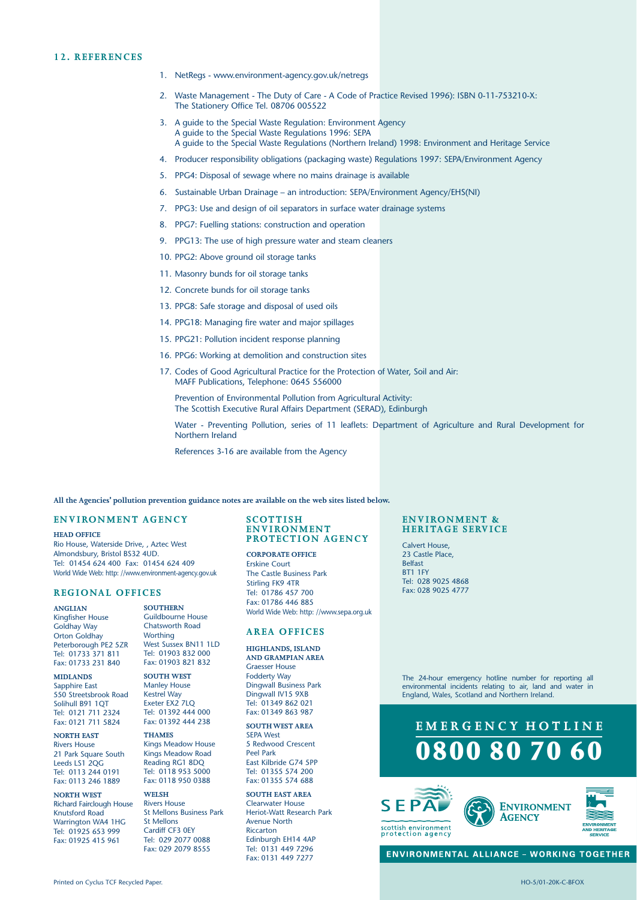## 12. REFERENCES

1. NetRegs - www.environment-agency.gov.uk/netregs
2. Waste Management - The Duty of Care - A Code of Practice Revised 1996): ISBN 0-11-753210-X: The Stationery Office Tel. 08706 005522
3. A guide to the Special Waste Regulation: Environment Agency
   A guide to the Special Waste Regulations 1996: SEPA
   A guide to the Special Waste Regulations (Northern Ireland) 1998: Environment and Heritage Service
4. Producer responsibility obligations (packaging waste) Regulations 1997: SEPA/Environment Agency
5. PPG4: Disposal of sewage where no mains drainage is available
6. Sustainable Urban Drainage – an introduction: SEPA/Environment Agency/EHS(NI)
7. PPG3: Use and design of oil separators in surface water drainage systems
8. PPG7: Fuelling stations: construction and operation
9. PPG13: The use of high pressure water and steam cleaners
10. PPG2: Above ground oil storage tanks
11. Masonry bunds for oil storage tanks
12. Concrete bunds for oil storage tanks
13. PPG8: Safe storage and disposal of used oils
14. PPG18: Managing fire water and major spillages
15. PPG21: Pollution incident response planning
16. PPG6: Working at demolition and construction sites
17. Codes of Good Agricultural Practice for the Protection of Water, Soil and Air: MAFF Publications, Telephone: 0645 556000

    Prevention of Environmental Pollution from Agricultural Activity: The Scottish Executive Rural Affairs Department (SERAD), Edinburgh

    Water - Preventing Pollution, series of 11 leaflets: Department of Agriculture and Rural Development for Northern Ireland

    References 3-16 are available from the Agency

**All the Agencies' pollution prevention guidance notes are available on the web sites listed below.**

### ENVIRONMENT AGENCY

**HEAD OFFICE**
Rio House, Waterside Drive, , Aztec West
Almondsbury, Bristol BS32 4UD.
Tel: 01454 624 400 Fax: 01454 624 409
World Wide Web: http: //www.environment-agency.gov.uk

### REGIONAL OFFICES

**ANGLIAN**
Kingfisher House
Goldhay Way
Orton Goldhay
Peterborough PE2 5ZR
Tel: 01733 371 811
Fax: 01733 231 840

**MIDLANDS**
Sapphire East
550 Streetsbrook Road
Solihull B91 1QT
Tel: 0121 711 2324
Fax: 0121 711 5824

**NORTH EAST**
Rivers House
21 Park Square South
Leeds LS1 2QG
Tel: 0113 244 0191
Fax: 0113 246 1889

**NORTH WEST**
Richard Fairclough House
Knutsford Road
Warrington WA4 1HG
Tel: 01925 653 999
Fax: 01925 415 961

**SOUTHERN**
Guildbourne House
Chatsworth Road
Worthing
West Sussex BN11 1LD
Tel: 01903 832 000
Fax: 01903 821 832

**SOUTH WEST**
Manley House
Kestrel Way
Exeter EX2 7LQ
Tel: 01392 444 000
Fax: 01392 444 238

**THAMES**
Kings Meadow House
Kings Meadow Road
Reading RG1 8DQ
Tel: 0118 953 5000
Fax: 0118 950 0388

**WELSH**
Rivers House
St Mellons Business Park
St Mellons
Cardiff CF3 0EY
Tel: 029 2077 0088
Fax: 029 2079 8555

### SCOTTISH ENVIRONMENT PROTECTION AGENCY

**CORPORATE OFFICE**
Erskine Court
The Castle Business Park
Stirling FK9 4TR
Tel: 01786 457 700
Fax: 01786 446 885
World Wide Web: http: //www.sepa.org.uk

### AREA OFFICES

**HIGHLANDS, ISLAND AND GRAMPIAN AREA**
Graesser House
Fodderty Way
Dingwall Business Park
Dingwall IV15 9XB
Tel: 01349 862 021
Fax: 01349 863 987

**SOUTH WEST AREA**
SEPA West
5 Redwood Crescent
Peel Park
East Kilbride G74 5PP
Tel: 01355 574 200
Fax: 01355 574 688

**SOUTH EAST AREA**
Clearwater House
Heriot-Watt Research Park
Avenue North
Riccarton
Edinburgh EH14 4AP
Tel: 0131 449 7296
Fax: 0131 449 7277

### ENVIRONMENT & HERITAGE SERVICE

Calvert House,
23 Castle Place,
Belfast
BT1 1FY
Tel: 028 9025 4868
Fax: 028 9025 4777

The 24-hour emergency hotline number for reporting all environmental incidents relating to air, land and water in England, Wales, Scotland and Northern Ireland.

## EMERGENCY HOTLINE
## 0800 80 70 60

SEPA scottish environment protection agency

Environment Agency

Environment and Heritage Service

**ENVIRONMENTAL ALLIANCE – WORKING TOGETHER**

Printed on Cyclus TCF Recycled Paper.

HO-5/01-20K-C-BFOX